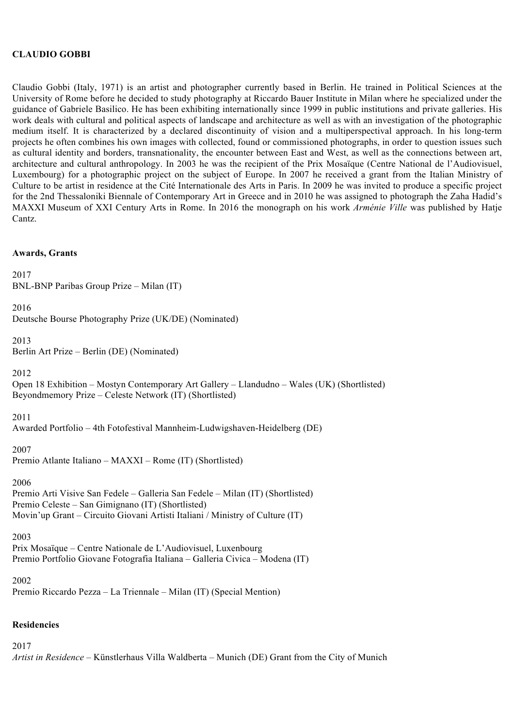# CLAUDIO GOBBI

Claudio Gobbi (Italy, 1971) is an artist and photographer currently based in Berlin. He trained in Political Sciences at the University of Rome before he decided to study photography at Riccardo Bauer Institute in Milan where he specialized under the guidance of Gabriele Basilico. He has been exhibiting internationally since 1999 in public institutions and private galleries. His work deals with cultural and political aspects of landscape and architecture as well as with an investigation of the photographic medium itself. It is characterized by a declared discontinuity of vision and a multiperspectival approach. In his long-term projects he often combines his own images with collected, found or commissioned photographs, in order to question issues such as cultural identity and borders, transnationality, the encounter between East and West, as well as the connections between art, architecture and cultural anthropology. In 2003 he was the recipient of the Prix Mosaïque (Centre National de l'Audiovisuel, Luxembourg) for a photographic project on the subject of Europe. In 2007 he received a grant from the Italian Ministry of Culture to be artist in residence at the Cité Internationale des Arts in Paris. In 2009 he was invited to produce a specific project for the 2nd Thessaloniki Biennale of Contemporary Art in Greece and in 2010 he was assigned to photograph the Zaha Hadid's MAXXI Museum of XXI Century Arts in Rome. In 2016 the monograph on his work *Arménie Ville* was published by Hatje Cantz.

## Awards, Grants

2017
BNL-BNP Paribas Group Prize – Milan (IT)

2016
Deutsche Bourse Photography Prize (UK/DE) (Nominated)

2013
Berlin Art Prize – Berlin (DE) (Nominated)

2012
Open 18 Exhibition – Mostyn Contemporary Art Gallery – Llandudno – Wales (UK) (Shortlisted)
Beyondmemory Prize – Celeste Network (IT) (Shortlisted)

2011
Awarded Portfolio – 4th Fotofestival Mannheim-Ludwigshaven-Heidelberg (DE)

2007
Premio Atlante Italiano – MAXXI – Rome (IT) (Shortlisted)

2006
Premio Arti Visive San Fedele – Galleria San Fedele – Milan (IT) (Shortlisted)
Premio Celeste – San Gimignano (IT) (Shortlisted)
Movin'up Grant – Circuito Giovani Artisti Italiani / Ministry of Culture (IT)

2003
Prix Mosaïque – Centre Nationale de L'Audiovisuel, Luxenbourg
Premio Portfolio Giovane Fotografia Italiana – Galleria Civica – Modena (IT)

2002
Premio Riccardo Pezza – La Triennale – Milan (IT) (Special Mention)

## Residencies

2017
*Artist in Residence* – Künstlerhaus Villa Waldberta – Munich (DE) Grant from the City of Munich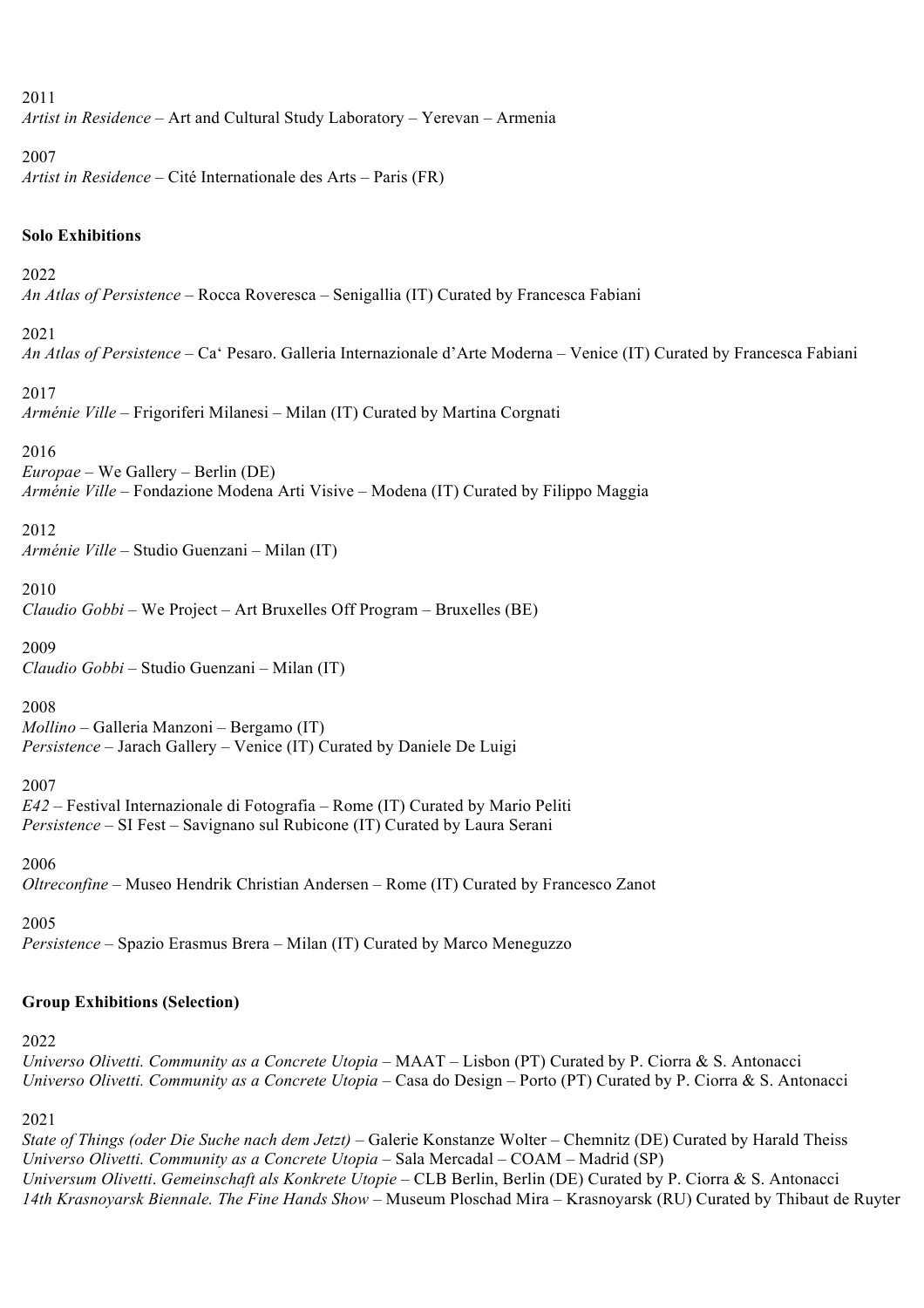2011
*Artist in Residence* – Art and Cultural Study Laboratory – Yerevan – Armenia

2007
*Artist in Residence* – Cité Internationale des Arts – Paris (FR)

**Solo Exhibitions**

2022
*An Atlas of Persistence* – Rocca Roveresca – Senigallia (IT) Curated by Francesca Fabiani

2021
*An Atlas of Persistence* – Ca' Pesaro. Galleria Internazionale d'Arte Moderna – Venice (IT) Curated by Francesca Fabiani

2017
*Arménie Ville* – Frigoriferi Milanesi – Milan (IT) Curated by Martina Corgnati

2016
*Europae* – We Gallery – Berlin (DE)
*Arménie Ville* – Fondazione Modena Arti Visive – Modena (IT) Curated by Filippo Maggia

2012
*Arménie Ville* – Studio Guenzani – Milan (IT)

2010
*Claudio Gobbi* – We Project – Art Bruxelles Off Program – Bruxelles (BE)

2009
*Claudio Gobbi* – Studio Guenzani – Milan (IT)

2008
*Mollino* – Galleria Manzoni – Bergamo (IT)
*Persistence* – Jarach Gallery – Venice (IT) Curated by Daniele De Luigi

2007
*E42* – Festival Internazionale di Fotografia – Rome (IT) Curated by Mario Peliti
*Persistence* – SI Fest – Savignano sul Rubicone (IT) Curated by Laura Serani

2006
*Oltreconfine* – Museo Hendrik Christian Andersen – Rome (IT) Curated by Francesco Zanot

2005
*Persistence* – Spazio Erasmus Brera – Milan (IT) Curated by Marco Meneguzzo

**Group Exhibitions (Selection)**

2022
*Universo Olivetti. Community as a Concrete Utopia* – MAAT – Lisbon (PT) Curated by P. Ciorra & S. Antonacci
*Universo Olivetti. Community as a Concrete Utopia* – Casa do Design – Porto (PT) Curated by P. Ciorra & S. Antonacci

2021
*State of Things (oder Die Suche nach dem Jetzt)* – Galerie Konstanze Wolter – Chemnitz (DE) Curated by Harald Theiss
*Universo Olivetti. Community as a Concrete Utopia* – Sala Mercadal – COAM – Madrid (SP)
*Universum Olivetti*. *Gemeinschaft als Konkrete Utopie* – CLB Berlin, Berlin (DE) Curated by P. Ciorra & S. Antonacci
*14th Krasnoyarsk Biennale. The Fine Hands Show* – Museum Ploschad Mira – Krasnoyarsk (RU) Curated by Thibaut de Ruyter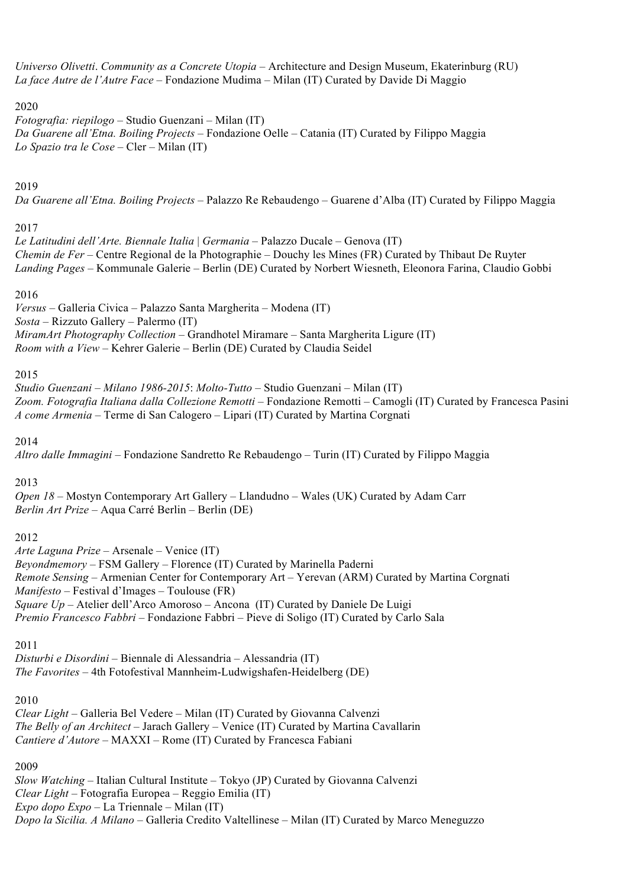*Universo Olivetti*. *Community as a Concrete Utopia* – Architecture and Design Museum, Ekaterinburg (RU)
*La face Autre de l'Autre Face* – Fondazione Mudima – Milan (IT) Curated by Davide Di Maggio

2020
*Fotografia: riepilogo* – Studio Guenzani – Milan (IT)
*Da Guarene all'Etna. Boiling Projects* – Fondazione Oelle – Catania (IT) Curated by Filippo Maggia
*Lo Spazio tra le Cose* – Cler – Milan (IT)

2019
*Da Guarene all'Etna. Boiling Projects* – Palazzo Re Rebaudengo – Guarene d'Alba (IT) Curated by Filippo Maggia

2017
*Le Latitudini dell'Arte. Biennale Italia | Germania* – Palazzo Ducale – Genova (IT)
*Chemin de Fer* – Centre Regional de la Photographie – Douchy les Mines (FR) Curated by Thibaut De Ruyter
*Landing Pages* – Kommunale Galerie – Berlin (DE) Curated by Norbert Wiesneth, Eleonora Farina, Claudio Gobbi

2016
*Versus* – Galleria Civica – Palazzo Santa Margherita – Modena (IT)
*Sosta* – Rizzuto Gallery – Palermo (IT)
*MiramArt Photography Collection* – Grandhotel Miramare – Santa Margherita Ligure (IT)
*Room with a View* – Kehrer Galerie – Berlin (DE) Curated by Claudia Seidel

2015
*Studio Guenzani – Milano 1986-2015*: *Molto-Tutto* – Studio Guenzani – Milan (IT)
*Zoom. Fotografia Italiana dalla Collezione Remotti* – Fondazione Remotti – Camogli (IT) Curated by Francesca Pasini
*A come Armenia* – Terme di San Calogero – Lipari (IT) Curated by Martina Corgnati

2014
*Altro dalle Immagini* – Fondazione Sandretto Re Rebaudengo – Turin (IT) Curated by Filippo Maggia

2013
*Open 18* – Mostyn Contemporary Art Gallery – Llandudno – Wales (UK) Curated by Adam Carr
*Berlin Art Prize* – Aqua Carré Berlin – Berlin (DE)

2012
*Arte Laguna Prize* – Arsenale – Venice (IT)
*Beyondmemory* – FSM Gallery – Florence (IT) Curated by Marinella Paderni
*Remote Sensing* – Armenian Center for Contemporary Art – Yerevan (ARM) Curated by Martina Corgnati
*Manifesto* – Festival d'Images – Toulouse (FR)
*Square Up* – Atelier dell'Arco Amoroso – Ancona (IT) Curated by Daniele De Luigi
*Premio Francesco Fabbri* – Fondazione Fabbri – Pieve di Soligo (IT) Curated by Carlo Sala

2011
*Disturbi e Disordini* – Biennale di Alessandria – Alessandria (IT)
*The Favorites* – 4th Fotofestival Mannheim-Ludwigshafen-Heidelberg (DE)

2010
*Clear Light* – Galleria Bel Vedere – Milan (IT) Curated by Giovanna Calvenzi
*The Belly of an Architect* – Jarach Gallery – Venice (IT) Curated by Martina Cavallarin
*Cantiere d'Autore* – MAXXI – Rome (IT) Curated by Francesca Fabiani

2009
*Slow Watching* – Italian Cultural Institute – Tokyo (JP) Curated by Giovanna Calvenzi
*Clear Light* – Fotografia Europea – Reggio Emilia (IT)
*Expo dopo Expo* – La Triennale – Milan (IT)
*Dopo la Sicilia. A Milano* – Galleria Credito Valtellinese – Milan (IT) Curated by Marco Meneguzzo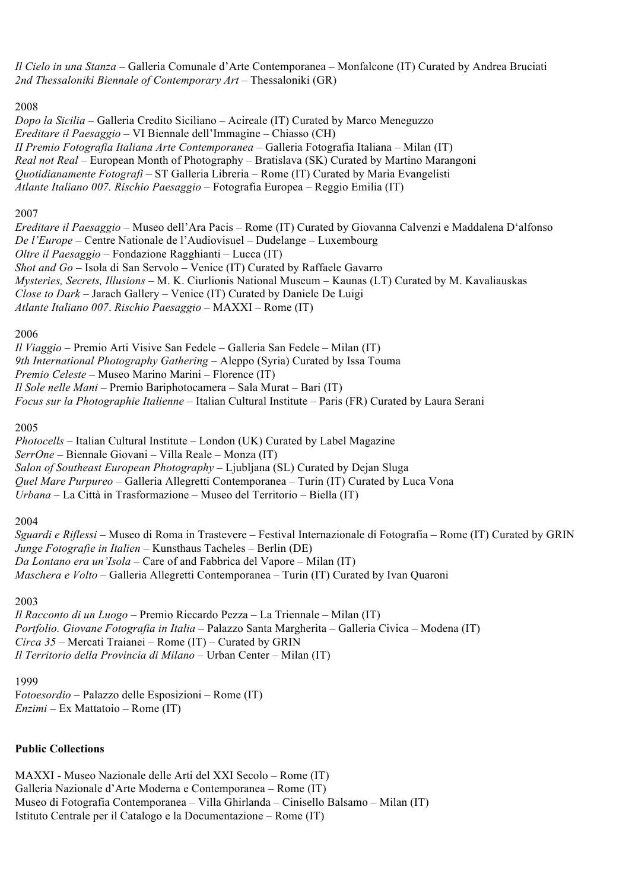*Il Cielo in una Stanza* – Galleria Comunale d'Arte Contemporanea – Monfalcone (IT) Curated by Andrea Bruciati
*2nd Thessaloniki Biennale of Contemporary Art* – Thessaloniki (GR)

2008
*Dopo la Sicilia* – Galleria Credito Siciliano – Acireale (IT) Curated by Marco Meneguzzo
*Ereditare il Paesaggio* – VI Biennale dell'Immagine – Chiasso (CH)
*II Premio Fotografia Italiana Arte Contemporanea* – Galleria Fotografia Italiana – Milan (IT)
*Real not Real* – European Month of Photography – Bratislava (SK) Curated by Martino Marangoni
*Quotidianamente Fotografi* – ST Galleria Libreria – Rome (IT) Curated by Maria Evangelisti
*Atlante Italiano 007. Rischio Paesaggio* – Fotografia Europea – Reggio Emilia (IT)

2007
*Ereditare il Paesaggio* – Museo dell'Ara Pacis – Rome (IT) Curated by Giovanna Calvenzi e Maddalena D'alfonso
*De l'Europe* – Centre Nationale de l'Audiovisuel – Dudelange – Luxembourg
*Oltre il Paesaggio* – Fondazione Ragghianti – Lucca (IT)
*Shot and Go* – Isola di San Servolo – Venice (IT) Curated by Raffaele Gavarro
*Mysteries, Secrets, Illusions* – M. K. Ciurlionis National Museum – Kaunas (LT) Curated by M. Kavaliauskas
*Close to Dark* – Jarach Gallery – Venice (IT) Curated by Daniele De Luigi
*Atlante Italiano 007. Rischio Paesaggio* – MAXXI – Rome (IT)

2006
*Il Viaggio* – Premio Arti Visive San Fedele – Galleria San Fedele – Milan (IT)
*9th International Photography Gathering* – Aleppo (Syria) Curated by Issa Touma
*Premio Celeste* – Museo Marino Marini – Florence (IT)
*Il Sole nelle Mani* – Premio Bariphotocamera – Sala Murat – Bari (IT)
*Focus sur la Photographie Italienne* – Italian Cultural Institute – Paris (FR) Curated by Laura Serani

2005
*Photocells* – Italian Cultural Institute – London (UK) Curated by Label Magazine
*SerrOne* – Biennale Giovani – Villa Reale – Monza (IT)
*Salon of Southeast European Photography* – Ljubljana (SL) Curated by Dejan Sluga
*Quel Mare Purpureo* – Galleria Allegretti Contemporanea – Turin (IT) Curated by Luca Vona
*Urbana* – La Città in Trasformazione – Museo del Territorio – Biella (IT)

2004
*Sguardi e Riflessi* – Museo di Roma in Trastevere – Festival Internazionale di Fotografia – Rome (IT) Curated by GRIN
*Junge Fotografie in Italien* – Kunsthaus Tacheles – Berlin (DE)
*Da Lontano era un'Isola* – Care of and Fabbrica del Vapore – Milan (IT)
*Maschera e Volto* – Galleria Allegretti Contemporanea – Turin (IT) Curated by Ivan Quaroni

2003
*Il Racconto di un Luogo* – Premio Riccardo Pezza – La Triennale – Milan (IT)
*Portfolio. Giovane Fotografia in Italia* – Palazzo Santa Margherita – Galleria Civica – Modena (IT)
*Circa 35* – Mercati Traianei – Rome (IT) – Curated by GRIN
*Il Territorio della Provincia di Milano* – Urban Center – Milan (IT)

1999
F*otoesordio* – Palazzo delle Esposizioni – Rome (IT)
*Enzimi* – Ex Mattatoio – Rome (IT)

**Public Collections**

MAXXI - Museo Nazionale delle Arti del XXI Secolo – Rome (IT)
Galleria Nazionale d'Arte Moderna e Contemporanea – Rome (IT)
Museo di Fotografia Contemporanea – Villa Ghirlanda – Cinisello Balsamo – Milan (IT)
Istituto Centrale per il Catalogo e la Documentazione – Rome (IT)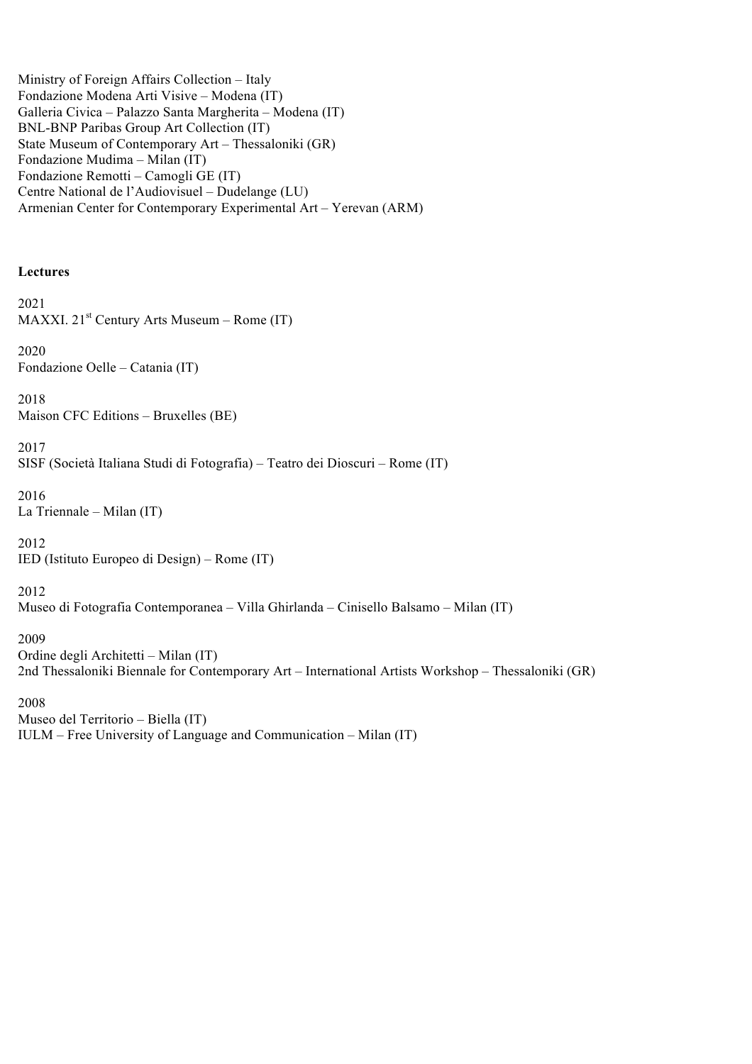Ministry of Foreign Affairs Collection – Italy
Fondazione Modena Arti Visive – Modena (IT)
Galleria Civica – Palazzo Santa Margherita – Modena (IT)
BNL-BNP Paribas Group Art Collection (IT)
State Museum of Contemporary Art – Thessaloniki (GR)
Fondazione Mudima – Milan (IT)
Fondazione Remotti – Camogli GE (IT)
Centre National de l'Audiovisuel – Dudelange (LU)
Armenian Center for Contemporary Experimental Art – Yerevan (ARM)

**Lectures**

2021
MAXXI. 21st Century Arts Museum – Rome (IT)

2020
Fondazione Oelle – Catania (IT)

2018
Maison CFC Editions – Bruxelles (BE)

2017
SISF (Società Italiana Studi di Fotografia) – Teatro dei Dioscuri – Rome (IT)

2016
La Triennale – Milan (IT)

2012
IED (Istituto Europeo di Design) – Rome (IT)

2012
Museo di Fotografia Contemporanea – Villa Ghirlanda – Cinisello Balsamo – Milan (IT)

2009
Ordine degli Architetti – Milan (IT)
2nd Thessaloniki Biennale for Contemporary Art – International Artists Workshop – Thessaloniki (GR)

2008
Museo del Territorio – Biella (IT)
IULM – Free University of Language and Communication – Milan (IT)